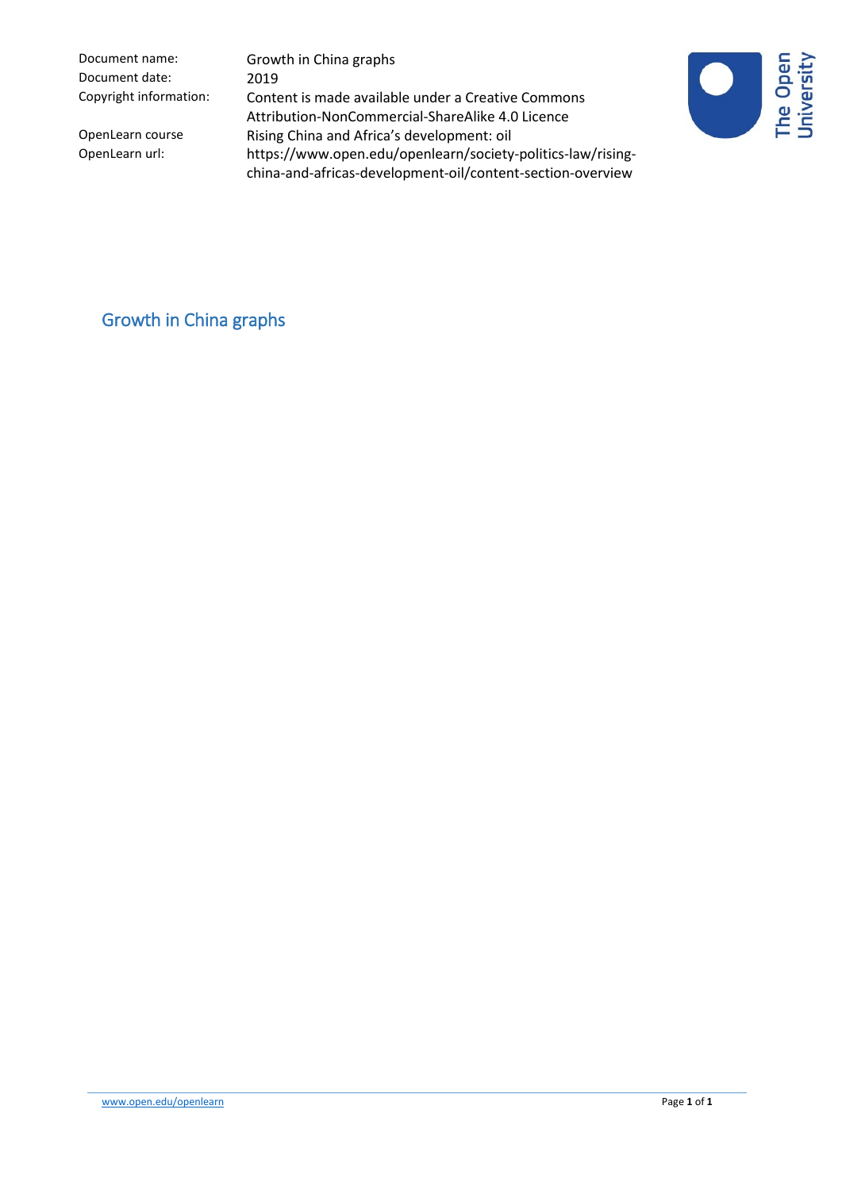| Document name: | Growth in China graphs |
| --- | --- |
| Document date: | 2019 |
| Copyright information: | Content is made available under a Creative Commons Attribution-NonCommercial-ShareAlike 4.0 Licence |
| OpenLearn course | Rising China and Africa's development: oil |
| OpenLearn url: | https://www.open.edu/openlearn/society-politics-law/rising-china-and-africas-development-oil/content-section-overview |

## Growth in China graphs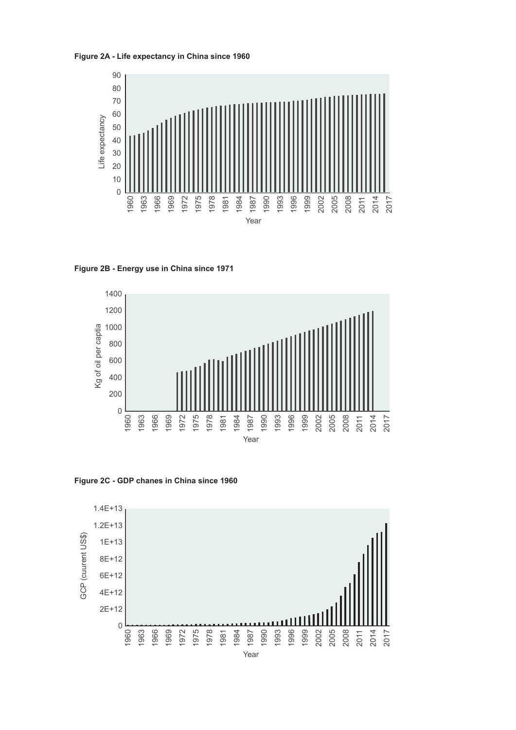**Figure 2A - Life expectancy in China since 1960**

**Figure 2B - Energy use in China since 1971**

**Figure 2C - GDP chanes in China since 1960**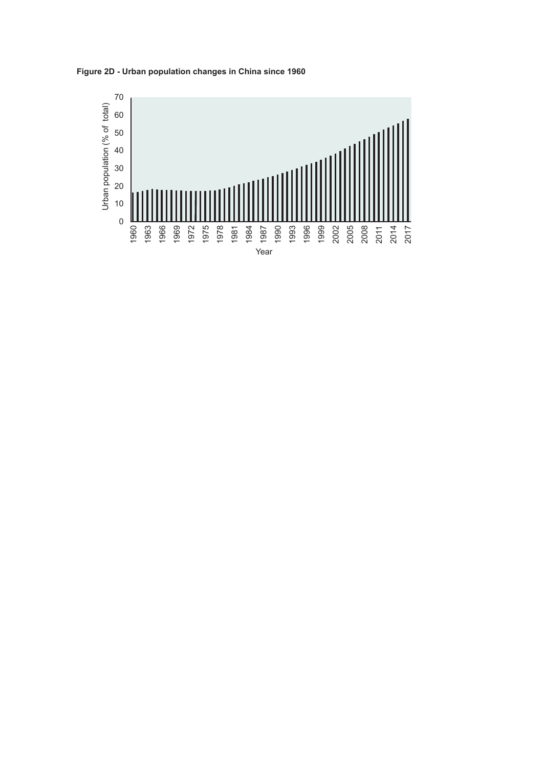**Figure 2D - Urban population changes in China since 1960**

Urban population (% of total)

70
60
50
40
30
20
10
0

1960 1963 1966 1969 1972 1975 1978 1981 1984 1987 1990 1993 1996 1999 2002 2005 2008 2011 2014 2017

Year